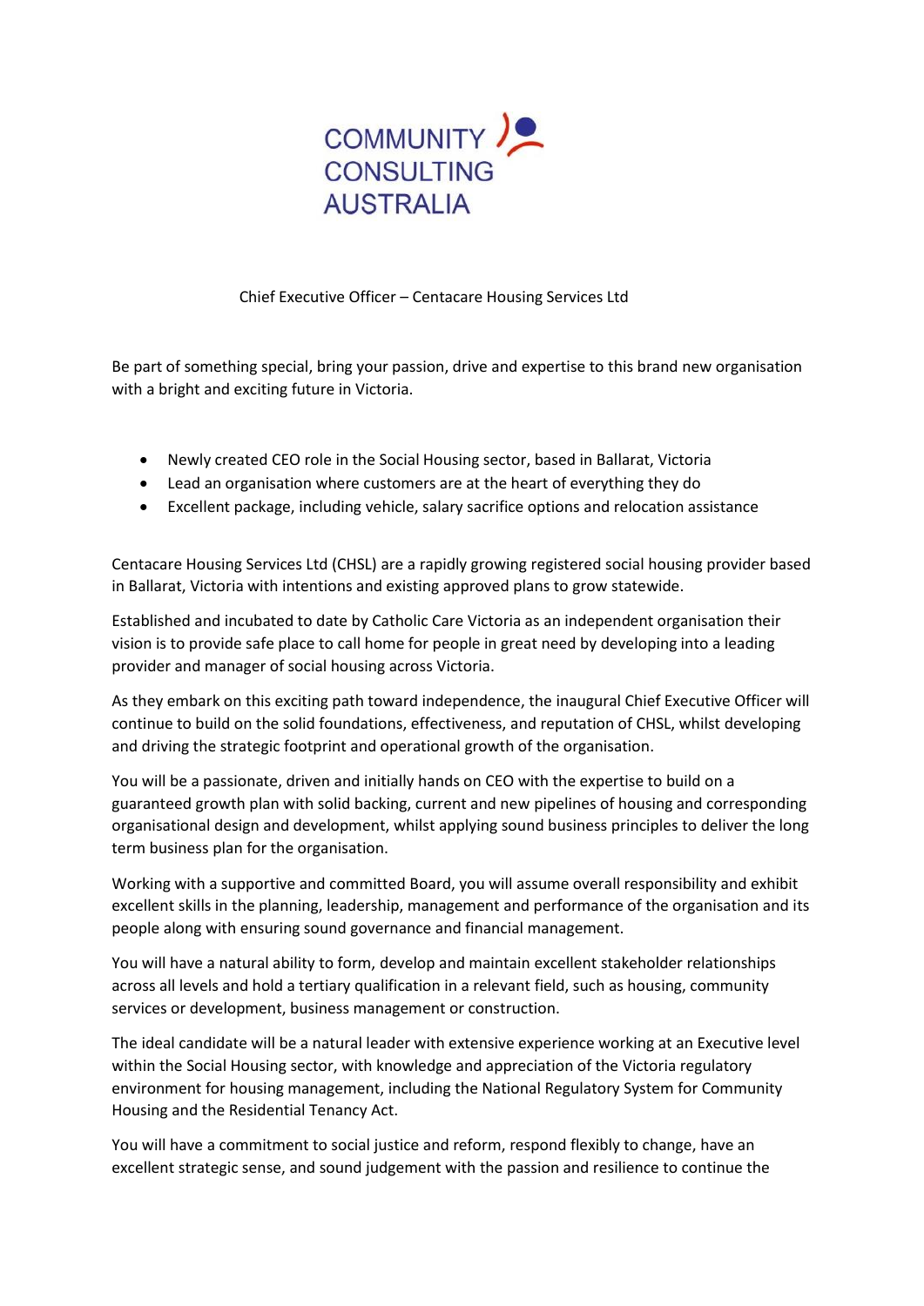COMMUNITY CONSULTING AUSTRALIA

Chief Executive Officer – Centacare Housing Services Ltd

Be part of something special, bring your passion, drive and expertise to this brand new organisation with a bright and exciting future in Victoria.

- Newly created CEO role in the Social Housing sector, based in Ballarat, Victoria
- Lead an organisation where customers are at the heart of everything they do
- Excellent package, including vehicle, salary sacrifice options and relocation assistance

Centacare Housing Services Ltd (CHSL) are a rapidly growing registered social housing provider based in Ballarat, Victoria with intentions and existing approved plans to grow statewide.

Established and incubated to date by Catholic Care Victoria as an independent organisation their vision is to provide safe place to call home for people in great need by developing into a leading provider and manager of social housing across Victoria.

As they embark on this exciting path toward independence, the inaugural Chief Executive Officer will continue to build on the solid foundations, effectiveness, and reputation of CHSL, whilst developing and driving the strategic footprint and operational growth of the organisation.

You will be a passionate, driven and initially hands on CEO with the expertise to build on a guaranteed growth plan with solid backing, current and new pipelines of housing and corresponding organisational design and development, whilst applying sound business principles to deliver the long term business plan for the organisation.

Working with a supportive and committed Board, you will assume overall responsibility and exhibit excellent skills in the planning, leadership, management and performance of the organisation and its people along with ensuring sound governance and financial management.

You will have a natural ability to form, develop and maintain excellent stakeholder relationships across all levels and hold a tertiary qualification in a relevant field, such as housing, community services or development, business management or construction.

The ideal candidate will be a natural leader with extensive experience working at an Executive level within the Social Housing sector, with knowledge and appreciation of the Victoria regulatory environment for housing management, including the National Regulatory System for Community Housing and the Residential Tenancy Act.

You will have a commitment to social justice and reform, respond flexibly to change, have an excellent strategic sense, and sound judgement with the passion and resilience to continue the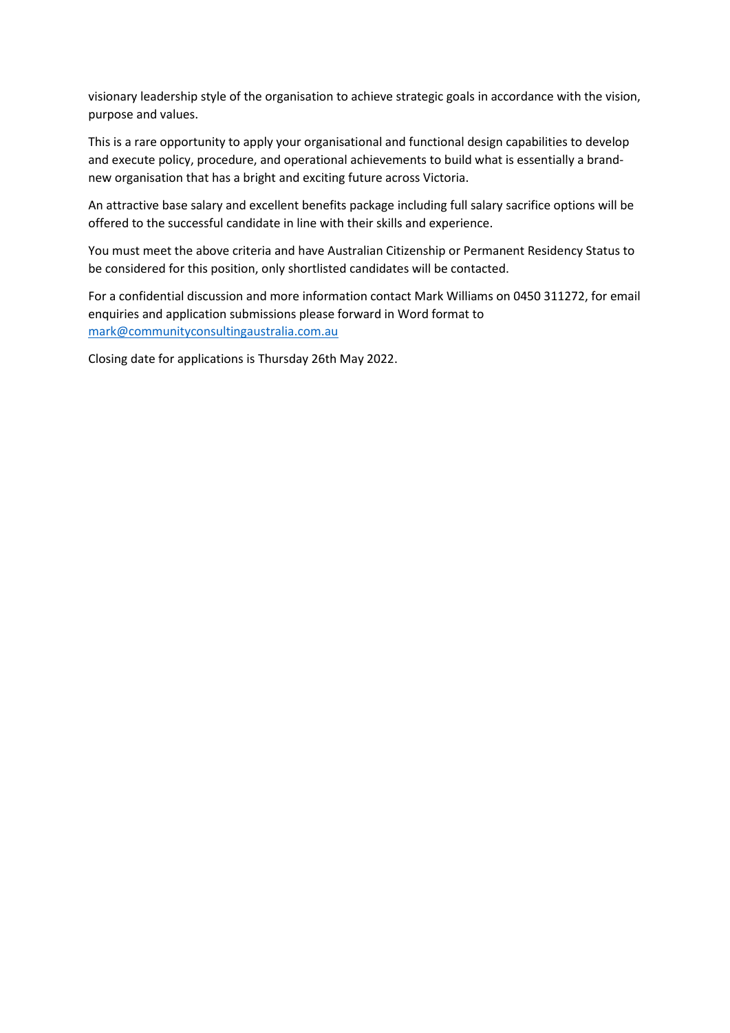visionary leadership style of the organisation to achieve strategic goals in accordance with the vision, purpose and values.

This is a rare opportunity to apply your organisational and functional design capabilities to develop and execute policy, procedure, and operational achievements to build what is essentially a brand-new organisation that has a bright and exciting future across Victoria.

An attractive base salary and excellent benefits package including full salary sacrifice options will be offered to the successful candidate in line with their skills and experience.

You must meet the above criteria and have Australian Citizenship or Permanent Residency Status to be considered for this position, only shortlisted candidates will be contacted.

For a confidential discussion and more information contact Mark Williams on 0450 311272, for email enquiries and application submissions please forward in Word format to [mark@communityconsultingaustralia.com.au](mailto:mark@communityconsultingaustralia.com.au)

Closing date for applications is Thursday 26th May 2022.